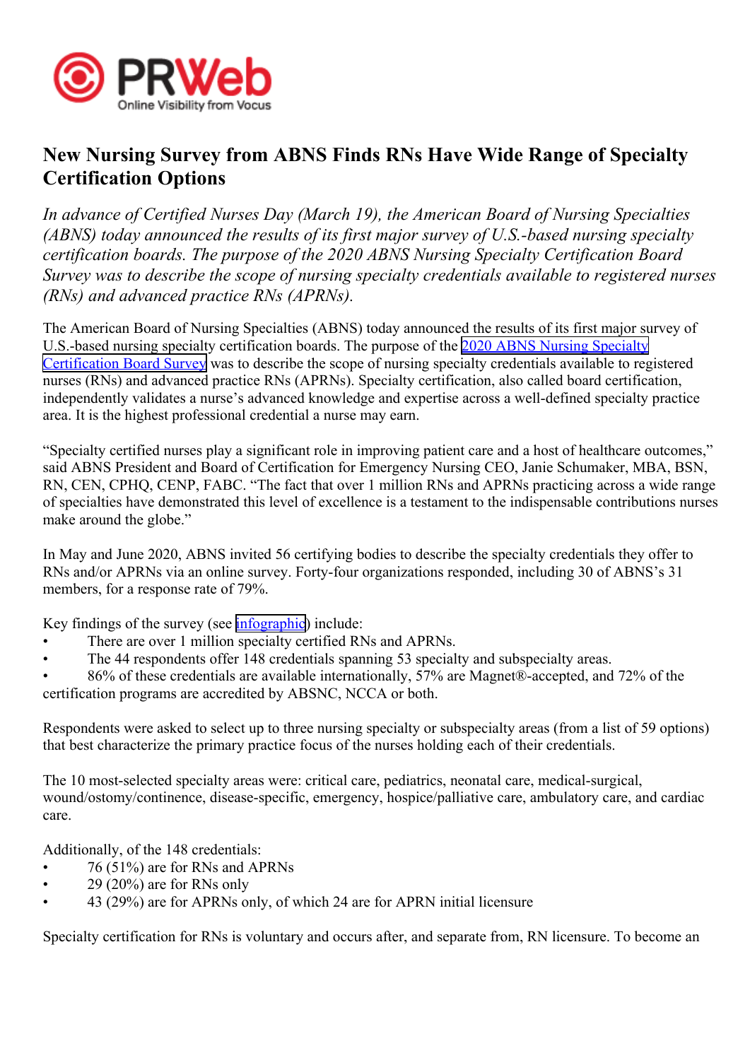# New Nursing Survey from ABNS Finds RNs Have Wide Range of Specialty Certification Options

*In advance of Certified Nurses Day (March 19), the American Board of Nursing Specialties (ABNS) today announced the results of its first major survey of U.S.-based nursing specialty certification boards. The purpose of the 2020 ABNS Nursing Specialty Certification Board Survey was to describe the scope of nursing specialty credentials available to registered nurses (RNs) and advanced practice RNs (APRNs).*

The American Board of Nursing Specialties (ABNS) today announced the results of its first major survey of U.S.-based nursing specialty certification boards. The purpose of the 2020 ABNS Nursing Specialty Certification Board Survey was to describe the scope of nursing specialty credentials available to registered nurses (RNs) and advanced practice RNs (APRNs). Specialty certification, also called board certification, independently validates a nurse's advanced knowledge and expertise across a well-defined specialty practice area. It is the highest professional credential a nurse may earn.

"Specialty certified nurses play a significant role in improving patient care and a host of healthcare outcomes," said ABNS President and Board of Certification for Emergency Nursing CEO, Janie Schumaker, MBA, BSN, RN, CEN, CPHQ, CENP, FABC. "The fact that over 1 million RNs and APRNs practicing across a wide range of specialties have demonstrated this level of excellence is a testament to the indispensable contributions nurses make around the globe."

In May and June 2020, ABNS invited 56 certifying bodies to describe the specialty credentials they offer to RNs and/or APRNs via an online survey. Forty-four organizations responded, including 30 of ABNS's 31 members, for a response rate of 79%.

Key findings of the survey (see infographic) include:

- There are over 1 million specialty certified RNs and APRNs.
- The 44 respondents offer 148 credentials spanning 53 specialty and subspecialty areas.
- 86% of these credentials are available internationally, 57% are Magnet®-accepted, and 72% of the certification programs are accredited by ABSNC, NCCA or both.

Respondents were asked to select up to three nursing specialty or subspecialty areas (from a list of 59 options) that best characterize the primary practice focus of the nurses holding each of their credentials.

The 10 most-selected specialty areas were: critical care, pediatrics, neonatal care, medical-surgical, wound/ostomy/continence, disease-specific, emergency, hospice/palliative care, ambulatory care, and cardiac care.

Additionally, of the 148 credentials:

- 76 (51%) are for RNs and APRNs
- 29 (20%) are for RNs only
- 43 (29%) are for APRNs only, of which 24 are for APRN initial licensure

Specialty certification for RNs is voluntary and occurs after, and separate from, RN licensure. To become an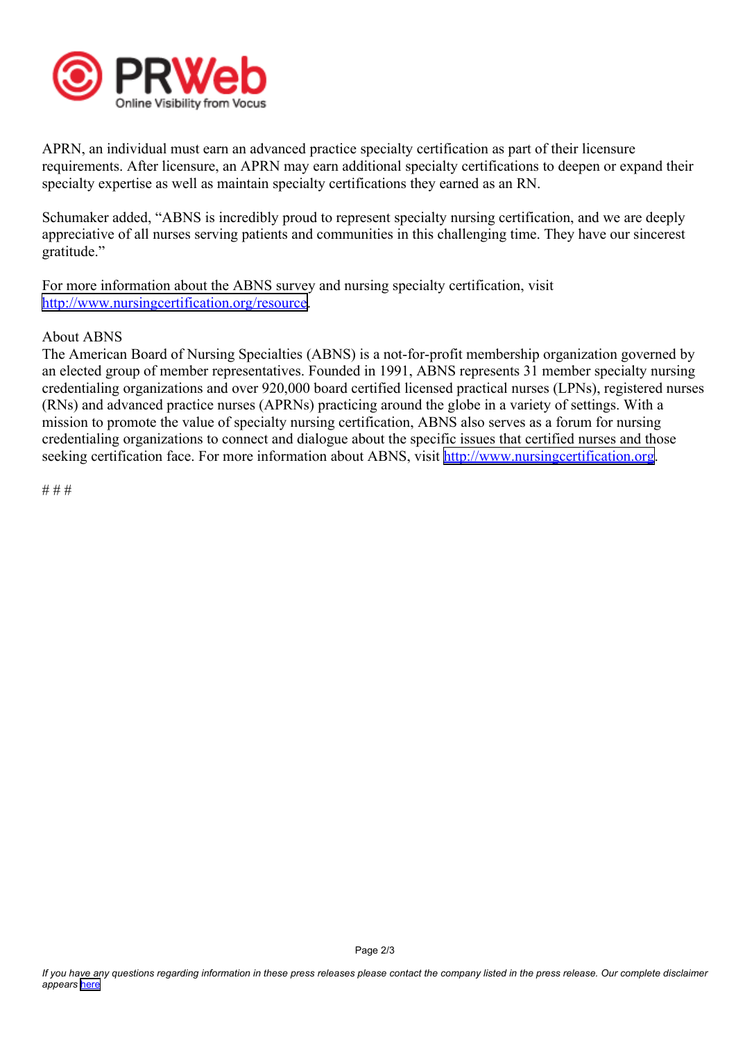APRN, an individual must earn an advanced practice specialty certification as part of their licensure requirements. After licensure, an APRN may earn additional specialty certifications to deepen or expand their specialty expertise as well as maintain specialty certifications they earned as an RN.

Schumaker added, "ABNS is incredibly proud to represent specialty nursing certification, and we are deeply appreciative of all nurses serving patients and communities in this challenging time. They have our sincerest gratitude."

For more information about the ABNS survey and nursing specialty certification, visit [http://www.nursingcertification.org/resource](http://www.nursingcertification.org/resource).

About ABNS
The American Board of Nursing Specialties (ABNS) is a not-for-profit membership organization governed by an elected group of member representatives. Founded in 1991, ABNS represents 31 member specialty nursing credentialing organizations and over 920,000 board certified licensed practical nurses (LPNs), registered nurses (RNs) and advanced practice nurses (APRNs) practicing around the globe in a variety of settings. With a mission to promote the value of specialty nursing certification, ABNS also serves as a forum for nursing credentialing organizations to connect and dialogue about the specific issues that certified nurses and those seeking certification face. For more information about ABNS, visit [http://www.nursingcertification.org](http://www.nursingcertification.org).

# # #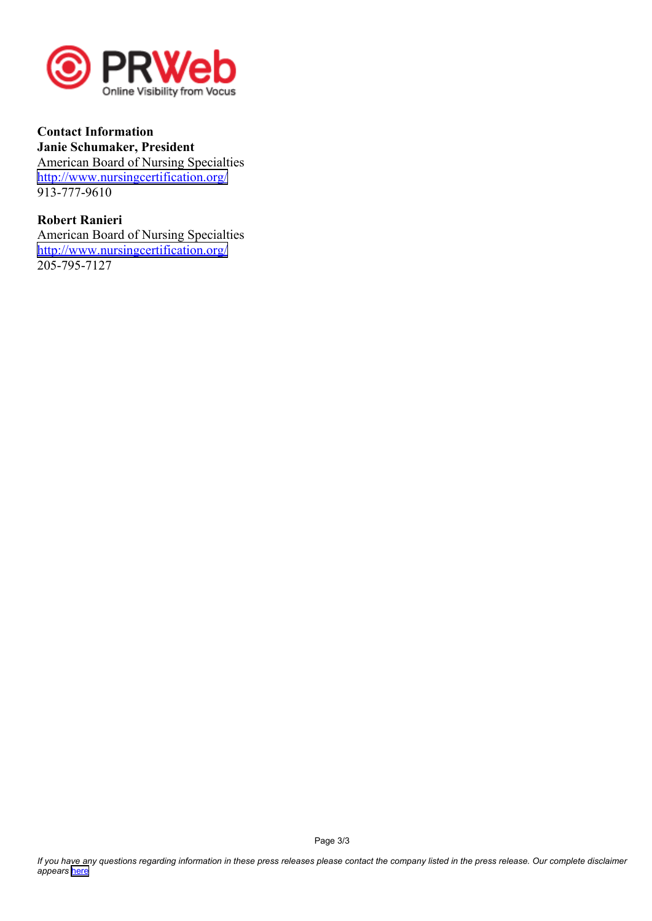**Contact Information**
**Janie Schumaker, President**
American Board of Nursing Specialties
http://www.nursingcertification.org/
913-777-9610

**Robert Ranieri**
American Board of Nursing Specialties
http://www.nursingcertification.org/
205-795-7127

*If you have any questions regarding information in these press releases please contact the company listed in the press release. Our complete disclaimer appears here*